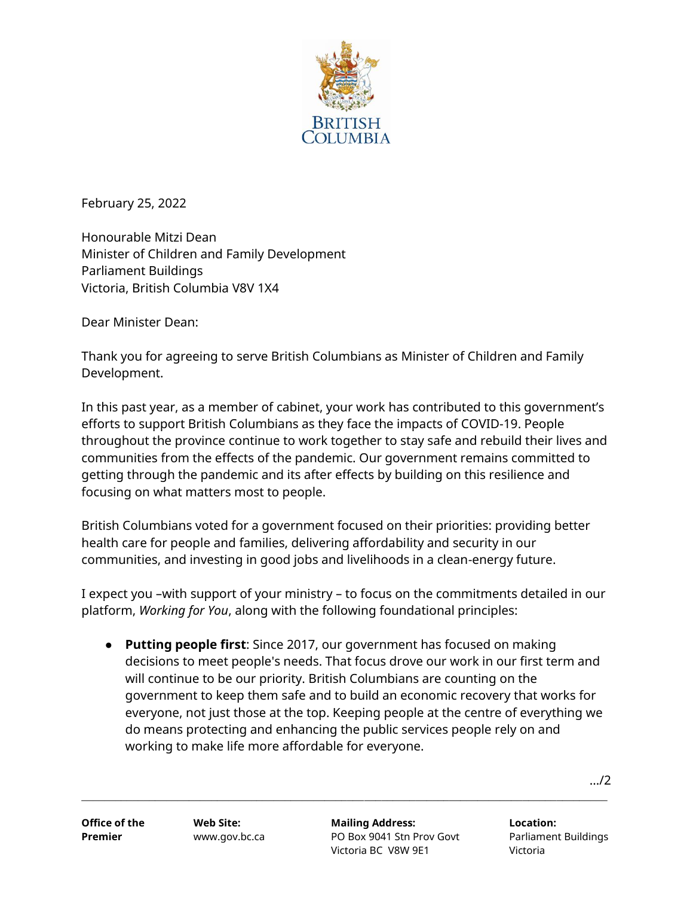BRITISH COLUMBIA

February 25, 2022

Honourable Mitzi Dean
Minister of Children and Family Development
Parliament Buildings
Victoria, British Columbia V8V 1X4

Dear Minister Dean:

Thank you for agreeing to serve British Columbians as Minister of Children and Family Development.

In this past year, as a member of cabinet, your work has contributed to this government's efforts to support British Columbians as they face the impacts of COVID-19. People throughout the province continue to work together to stay safe and rebuild their lives and communities from the effects of the pandemic. Our government remains committed to getting through the pandemic and its after effects by building on this resilience and focusing on what matters most to people.

British Columbians voted for a government focused on their priorities: providing better health care for people and families, delivering affordability and security in our communities, and investing in good jobs and livelihoods in a clean-energy future.

I expect you –with support of your ministry – to focus on the commitments detailed in our platform, *Working for You*, along with the following foundational principles:

- **Putting people first**: Since 2017, our government has focused on making decisions to meet people's needs. That focus drove our work in our first term and will continue to be our priority. British Columbians are counting on the government to keep them safe and to build an economic recovery that works for everyone, not just those at the top. Keeping people at the centre of everything we do means protecting and enhancing the public services people rely on and working to make life more affordable for everyone.

.../2

| Office of the Premier | Web Site: www.gov.bc.ca | Mailing Address: PO Box 9041 Stn Prov Govt Victoria BC V8W 9E1 | Location: Parliament Buildings Victoria |
|---|---|---|---|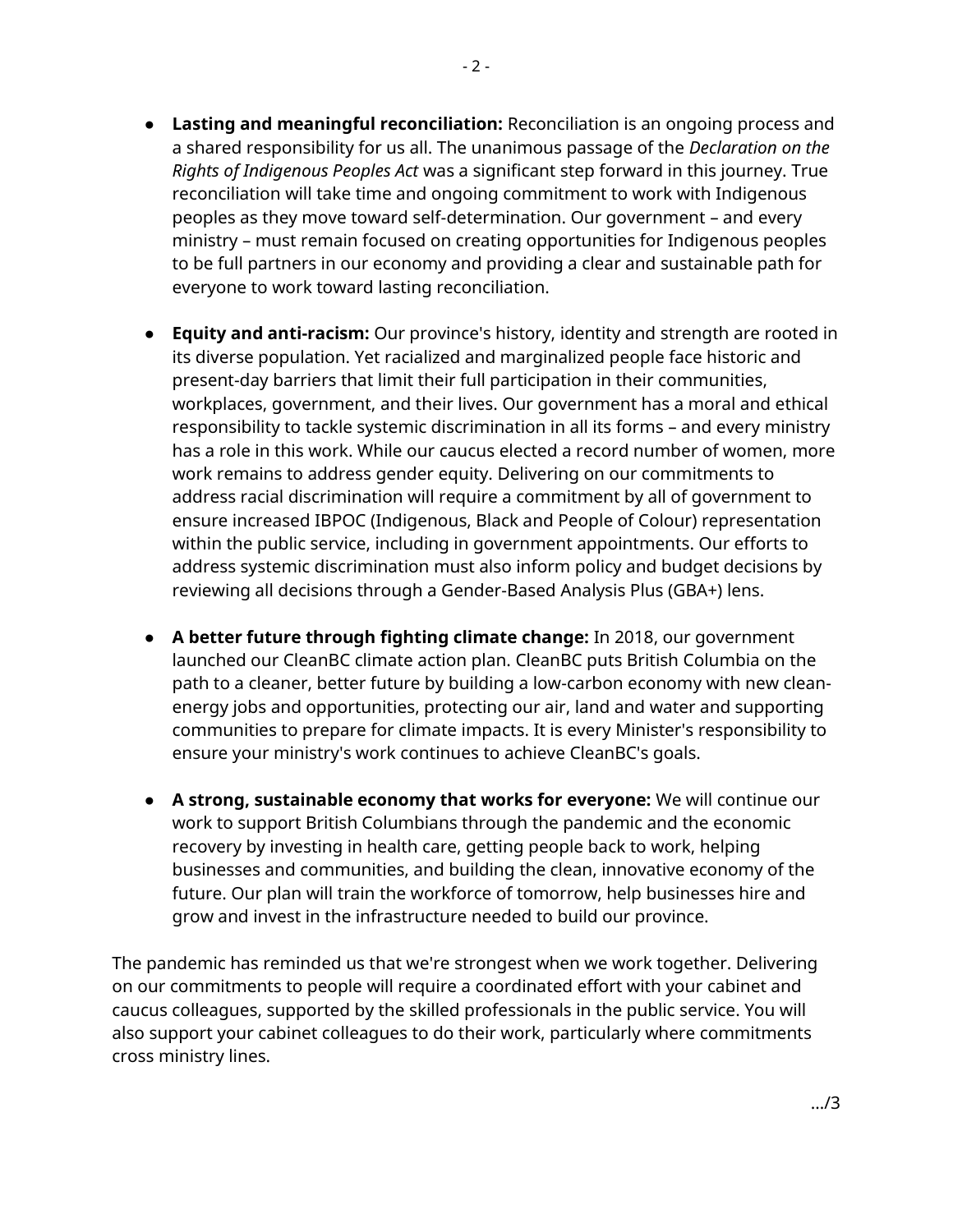- **Lasting and meaningful reconciliation:** Reconciliation is an ongoing process and a shared responsibility for us all. The unanimous passage of the *Declaration on the Rights of Indigenous Peoples Act* was a significant step forward in this journey. True reconciliation will take time and ongoing commitment to work with Indigenous peoples as they move toward self-determination. Our government – and every ministry – must remain focused on creating opportunities for Indigenous peoples to be full partners in our economy and providing a clear and sustainable path for everyone to work toward lasting reconciliation.

- **Equity and anti-racism:** Our province's history, identity and strength are rooted in its diverse population. Yet racialized and marginalized people face historic and present-day barriers that limit their full participation in their communities, workplaces, government, and their lives. Our government has a moral and ethical responsibility to tackle systemic discrimination in all its forms – and every ministry has a role in this work. While our caucus elected a record number of women, more work remains to address gender equity. Delivering on our commitments to address racial discrimination will require a commitment by all of government to ensure increased IBPOC (Indigenous, Black and People of Colour) representation within the public service, including in government appointments. Our efforts to address systemic discrimination must also inform policy and budget decisions by reviewing all decisions through a Gender-Based Analysis Plus (GBA+) lens.

- **A better future through fighting climate change:** In 2018, our government launched our CleanBC climate action plan. CleanBC puts British Columbia on the path to a cleaner, better future by building a low-carbon economy with new clean-energy jobs and opportunities, protecting our air, land and water and supporting communities to prepare for climate impacts. It is every Minister's responsibility to ensure your ministry's work continues to achieve CleanBC's goals.

- **A strong, sustainable economy that works for everyone:** We will continue our work to support British Columbians through the pandemic and the economic recovery by investing in health care, getting people back to work, helping businesses and communities, and building the clean, innovative economy of the future. Our plan will train the workforce of tomorrow, help businesses hire and grow and invest in the infrastructure needed to build our province.

The pandemic has reminded us that we're strongest when we work together. Delivering on our commitments to people will require a coordinated effort with your cabinet and caucus colleagues, supported by the skilled professionals in the public service. You will also support your cabinet colleagues to do their work, particularly where commitments cross ministry lines.

.../3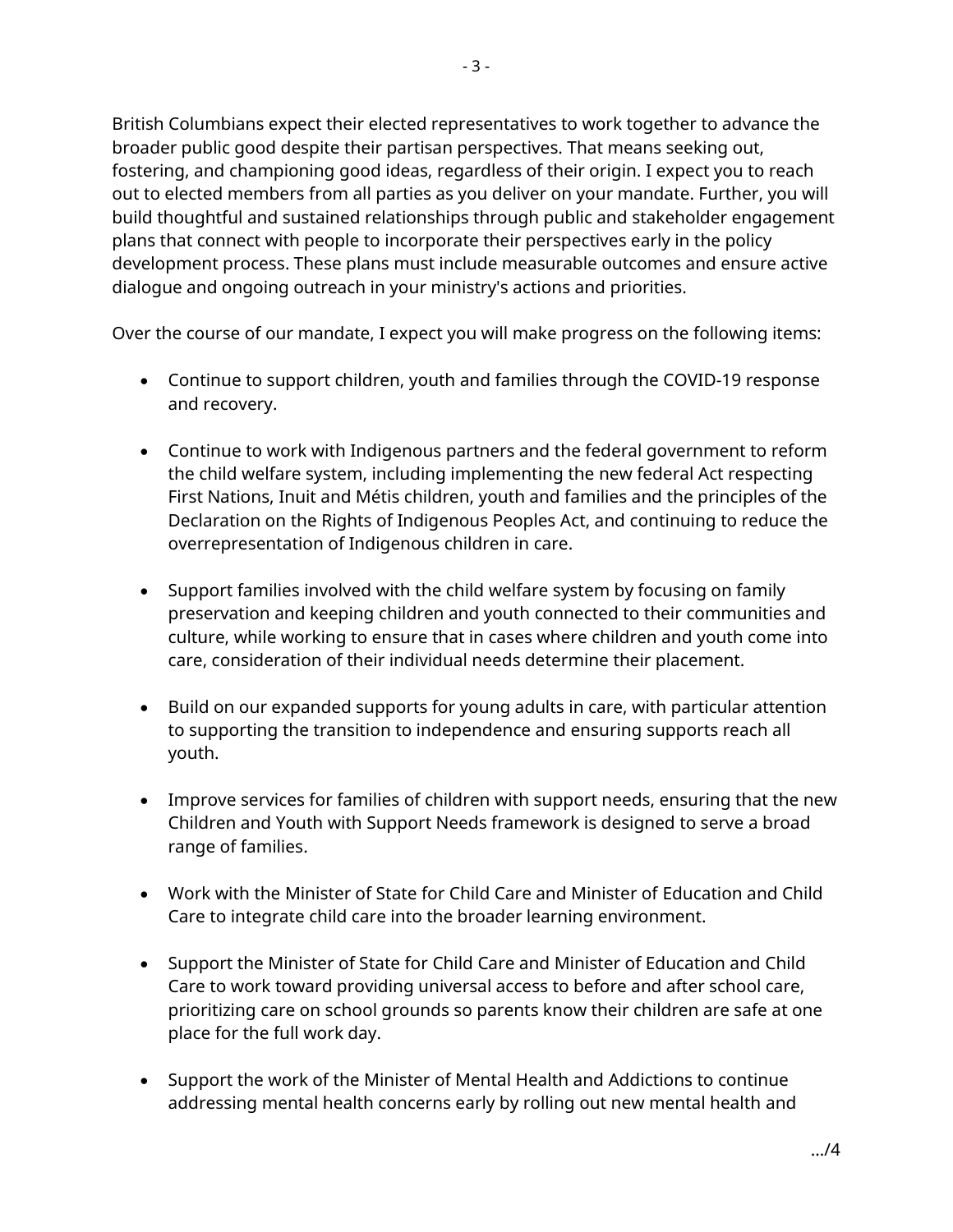British Columbians expect their elected representatives to work together to advance the broader public good despite their partisan perspectives. That means seeking out, fostering, and championing good ideas, regardless of their origin. I expect you to reach out to elected members from all parties as you deliver on your mandate. Further, you will build thoughtful and sustained relationships through public and stakeholder engagement plans that connect with people to incorporate their perspectives early in the policy development process. These plans must include measurable outcomes and ensure active dialogue and ongoing outreach in your ministry's actions and priorities.

Over the course of our mandate, I expect you will make progress on the following items:

- Continue to support children, youth and families through the COVID-19 response and recovery.

- Continue to work with Indigenous partners and the federal government to reform the child welfare system, including implementing the new federal Act respecting First Nations, Inuit and Métis children, youth and families and the principles of the Declaration on the Rights of Indigenous Peoples Act, and continuing to reduce the overrepresentation of Indigenous children in care.

- Support families involved with the child welfare system by focusing on family preservation and keeping children and youth connected to their communities and culture, while working to ensure that in cases where children and youth come into care, consideration of their individual needs determine their placement.

- Build on our expanded supports for young adults in care, with particular attention to supporting the transition to independence and ensuring supports reach all youth.

- Improve services for families of children with support needs, ensuring that the new Children and Youth with Support Needs framework is designed to serve a broad range of families.

- Work with the Minister of State for Child Care and Minister of Education and Child Care to integrate child care into the broader learning environment.

- Support the Minister of State for Child Care and Minister of Education and Child Care to work toward providing universal access to before and after school care, prioritizing care on school grounds so parents know their children are safe at one place for the full work day.

- Support the work of the Minister of Mental Health and Addictions to continue addressing mental health concerns early by rolling out new mental health and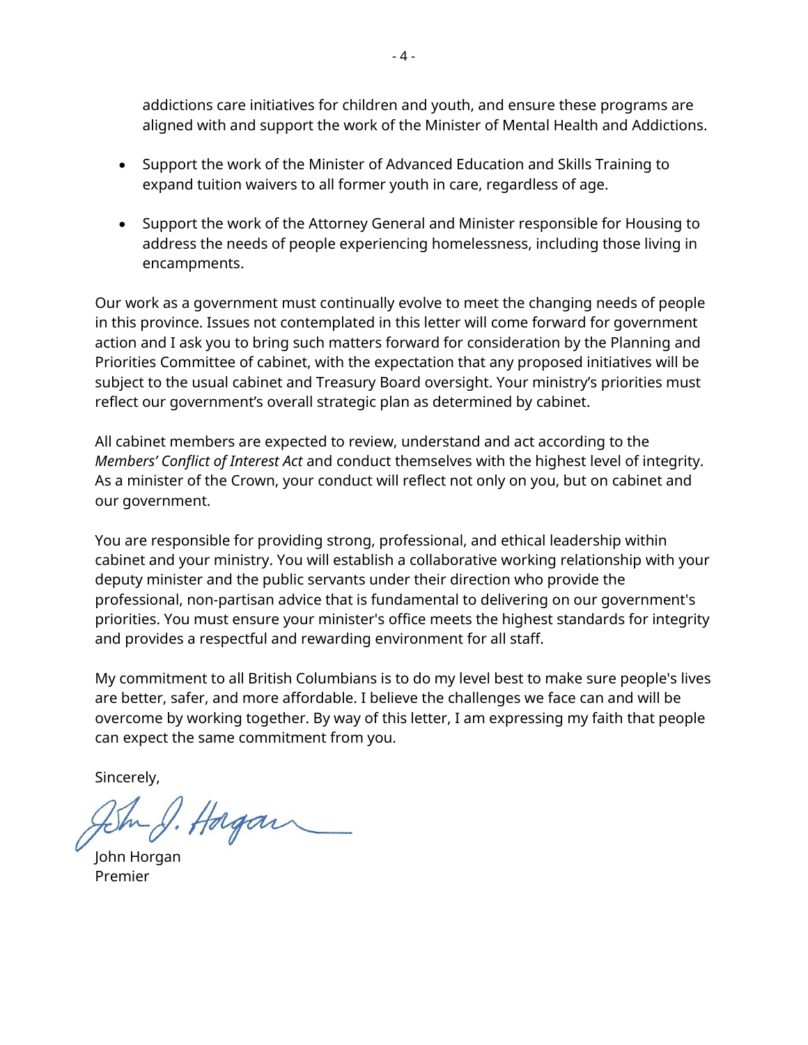addictions care initiatives for children and youth, and ensure these programs are aligned with and support the work of the Minister of Mental Health and Addictions.

- Support the work of the Minister of Advanced Education and Skills Training to expand tuition waivers to all former youth in care, regardless of age.

- Support the work of the Attorney General and Minister responsible for Housing to address the needs of people experiencing homelessness, including those living in encampments.

Our work as a government must continually evolve to meet the changing needs of people in this province. Issues not contemplated in this letter will come forward for government action and I ask you to bring such matters forward for consideration by the Planning and Priorities Committee of cabinet, with the expectation that any proposed initiatives will be subject to the usual cabinet and Treasury Board oversight. Your ministry's priorities must reflect our government's overall strategic plan as determined by cabinet.

All cabinet members are expected to review, understand and act according to the *Members' Conflict of Interest Act* and conduct themselves with the highest level of integrity. As a minister of the Crown, your conduct will reflect not only on you, but on cabinet and our government.

You are responsible for providing strong, professional, and ethical leadership within cabinet and your ministry. You will establish a collaborative working relationship with your deputy minister and the public servants under their direction who provide the professional, non-partisan advice that is fundamental to delivering on our government's priorities. You must ensure your minister's office meets the highest standards for integrity and provides a respectful and rewarding environment for all staff.

My commitment to all British Columbians is to do my level best to make sure people's lives are better, safer, and more affordable. I believe the challenges we face can and will be overcome by working together. By way of this letter, I am expressing my faith that people can expect the same commitment from you.

Sincerely,

John J. Horgan

John Horgan
Premier